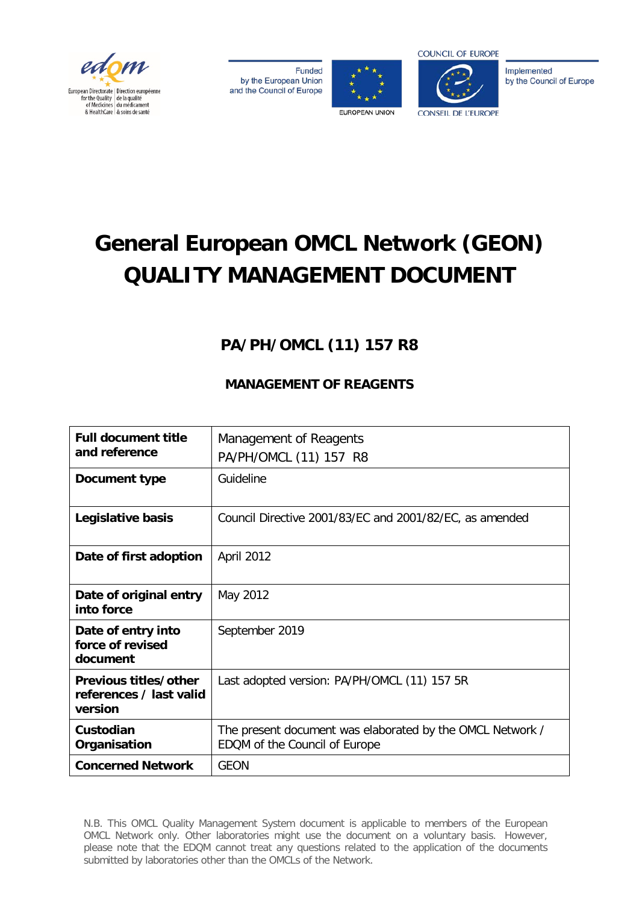European Directorate for the Quality of Medicines & HealthCare | Direction européenne de la qualité du médicament & soins de santé

Funded by the European Union and the Council of Europe

EUROPEAN UNION

COUNCIL OF EUROPE / CONSEIL DE L'EUROPE

Implemented by the Council of Europe

# General European OMCL Network (GEON) QUALITY MANAGEMENT DOCUMENT

## PA/PH/OMCL (11) 157 R8

### MANAGEMENT OF REAGENTS

| **Full document title and reference** | Management of Reagents<br>PA/PH/OMCL (11) 157 R8 |
|---|---|
| **Document type** | Guideline |
| **Legislative basis** | Council Directive 2001/83/EC and 2001/82/EC, as amended |
| **Date of first adoption** | April 2012 |
| **Date of original entry into force** | May 2012 |
| **Date of entry into force of revised document** | September 2019 |
| **Previous titles/other references / last valid version** | Last adopted version: PA/PH/OMCL (11) 157 5R |
| **Custodian Organisation** | The present document was elaborated by the OMCL Network / EDQM of the Council of Europe |
| **Concerned Network** | GEON |

N.B. This OMCL Quality Management System document is applicable to members of the European OMCL Network only. Other laboratories might use the document on a voluntary basis. However, please note that the EDQM cannot treat any questions related to the application of the documents submitted by laboratories other than the OMCLs of the Network.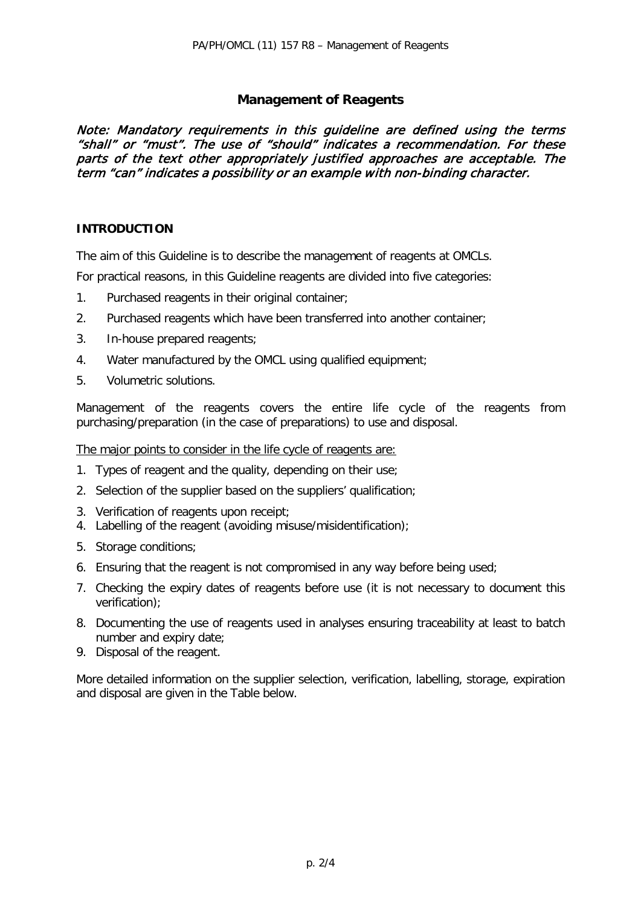# Management of Reagents

*Note: Mandatory requirements in this guideline are defined using the terms "shall" or "must". The use of "should" indicates a recommendation. For these parts of the text other appropriately justified approaches are acceptable. The term "can" indicates a possibility or an example with non-binding character.*

## INTRODUCTION

The aim of this Guideline is to describe the management of reagents at OMCLs.

For practical reasons, in this Guideline reagents are divided into five categories:

1. Purchased reagents in their original container;
2. Purchased reagents which have been transferred into another container;
3. In-house prepared reagents;
4. Water manufactured by the OMCL using qualified equipment;
5. Volumetric solutions.

Management of the reagents covers the entire life cycle of the reagents from purchasing/preparation (in the case of preparations) to use and disposal.

<u>The major points to consider in the life cycle of reagents are:</u>

1. Types of reagent and the quality, depending on their use;
2. Selection of the supplier based on the suppliers' qualification;
3. Verification of reagents upon receipt;
4. Labelling of the reagent (avoiding misuse/misidentification);
5. Storage conditions;
6. Ensuring that the reagent is not compromised in any way before being used;
7. Checking the expiry dates of reagents before use (it is not necessary to document this verification);
8. Documenting the use of reagents used in analyses ensuring traceability at least to batch number and expiry date;
9. Disposal of the reagent.

More detailed information on the supplier selection, verification, labelling, storage, expiration and disposal are given in the Table below.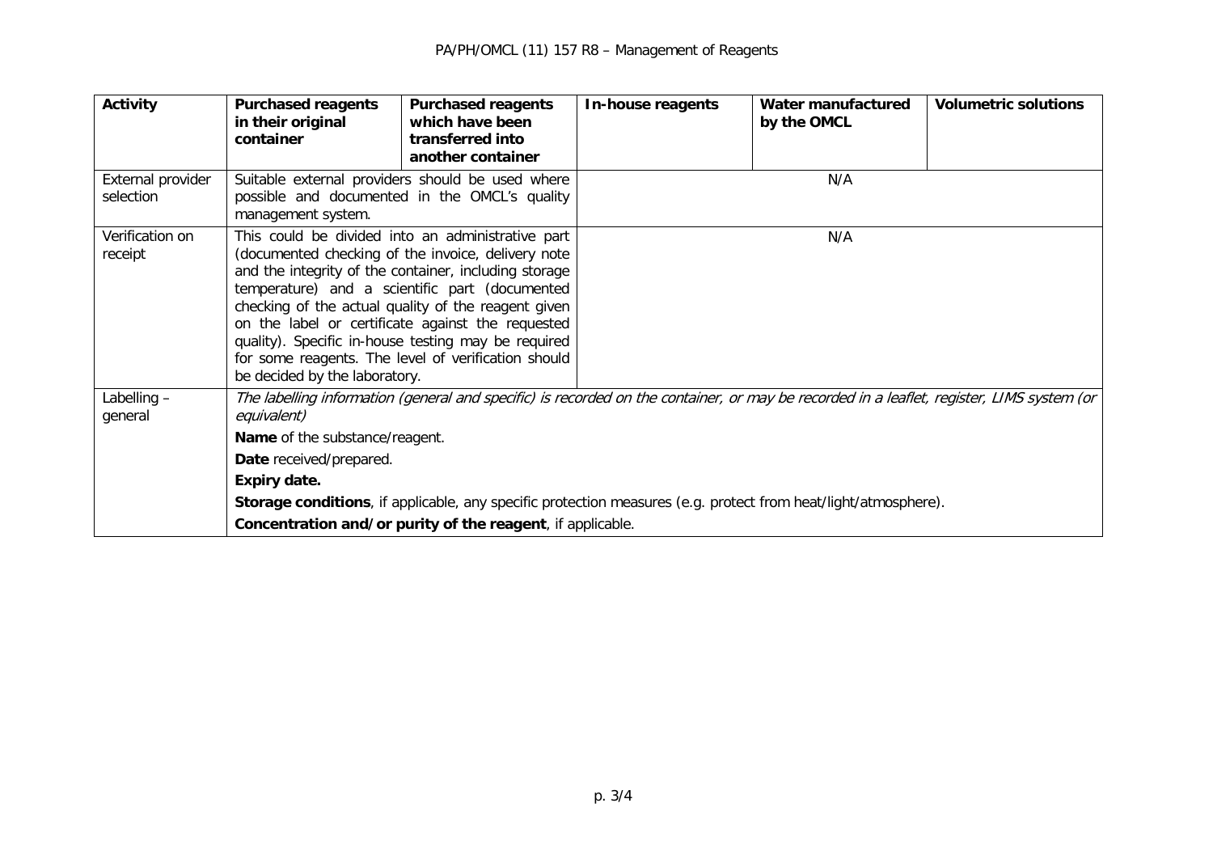| Activity | Purchased reagents in their original container | Purchased reagents which have been transferred into another container | In-house reagents | Water manufactured by the OMCL | Volumetric solutions |
|---|---|---|---|---|---|
| External provider selection | Suitable external providers should be used where possible and documented in the OMCL's quality management system. | | N/A | | |
| Verification on receipt | This could be divided into an administrative part (documented checking of the invoice, delivery note and the integrity of the container, including storage temperature) and a scientific part (documented checking of the actual quality of the reagent given on the label or certificate against the requested quality). Specific in-house testing may be required for some reagents. The level of verification should be decided by the laboratory. | | N/A | | |
| Labelling – general | *The labelling information (general and specific) is recorded on the container, or may be recorded in a leaflet, register, LIMS system (or equivalent)*<br>**Name** of the substance/reagent.<br>**Date** received/prepared.<br>**Expiry date.**<br>**Storage conditions**, if applicable, any specific protection measures (e.g. protect from heat/light/atmosphere).<br>**Concentration and/or purity of the reagent**, if applicable. | | | | |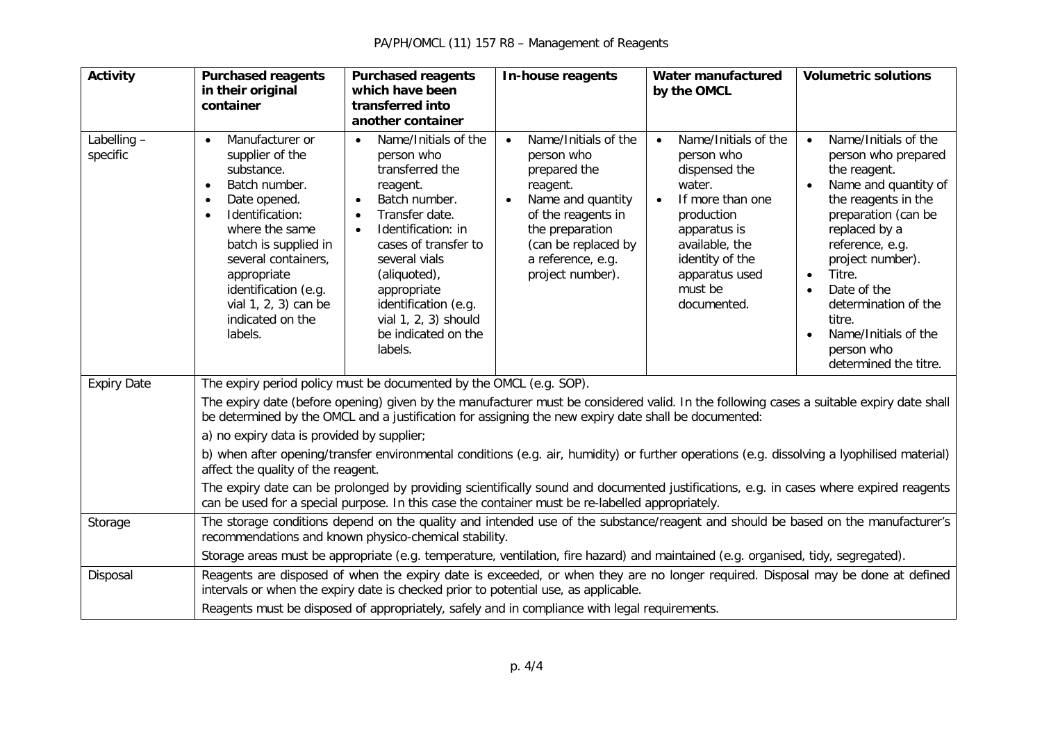| Activity | Purchased reagents in their original container | Purchased reagents which have been transferred into another container | In-house reagents | Water manufactured by the OMCL | Volumetric solutions |
|---|---|---|---|---|---|
| Labelling – specific | • Manufacturer or supplier of the substance.<br>• Batch number.<br>• Date opened.<br>• Identification: where the same batch is supplied in several containers, appropriate identification (e.g. vial 1, 2, 3) can be indicated on the labels. | • Name/Initials of the person who transferred the reagent.<br>• Batch number.<br>• Transfer date.<br>• Identification: in cases of transfer to several vials (aliquoted), appropriate identification (e.g. vial 1, 2, 3) should be indicated on the labels. | • Name/Initials of the person who prepared the reagent.<br>• Name and quantity of the reagents in the preparation (can be replaced by a reference, e.g. project number). | • Name/Initials of the person who dispensed the water.<br>• If more than one production apparatus is available, the identity of the apparatus used must be documented. | • Name/Initials of the person who prepared the reagent.<br>• Name and quantity of the reagents in the preparation (can be replaced by a reference, e.g. project number).<br>• Titre.<br>• Date of the determination of the titre.<br>• Name/Initials of the person who determined the titre. |
| Expiry Date | The expiry period policy must be documented by the OMCL (e.g. SOP).<br><br>The expiry date (before opening) given by the manufacturer must be considered valid. In the following cases a suitable expiry date shall be determined by the OMCL and a justification for assigning the new expiry date shall be documented:<br><br>a) no expiry data is provided by supplier;<br><br>b) when after opening/transfer environmental conditions (e.g. air, humidity) or further operations (e.g. dissolving a lyophilised material) affect the quality of the reagent.<br><br>The expiry date can be prolonged by providing scientifically sound and documented justifications, e.g. in cases where expired reagents can be used for a special purpose. In this case the container must be re-labelled appropriately. | | | | |
| Storage | The storage conditions depend on the quality and intended use of the substance/reagent and should be based on the manufacturer's recommendations and known physico-chemical stability.<br><br>Storage areas must be appropriate (e.g. temperature, ventilation, fire hazard) and maintained (e.g. organised, tidy, segregated). | | | | |
| Disposal | Reagents are disposed of when the expiry date is exceeded, or when they are no longer required. Disposal may be done at defined intervals or when the expiry date is checked prior to potential use, as applicable.<br><br>Reagents must be disposed of appropriately, safely and in compliance with legal requirements. | | | | |